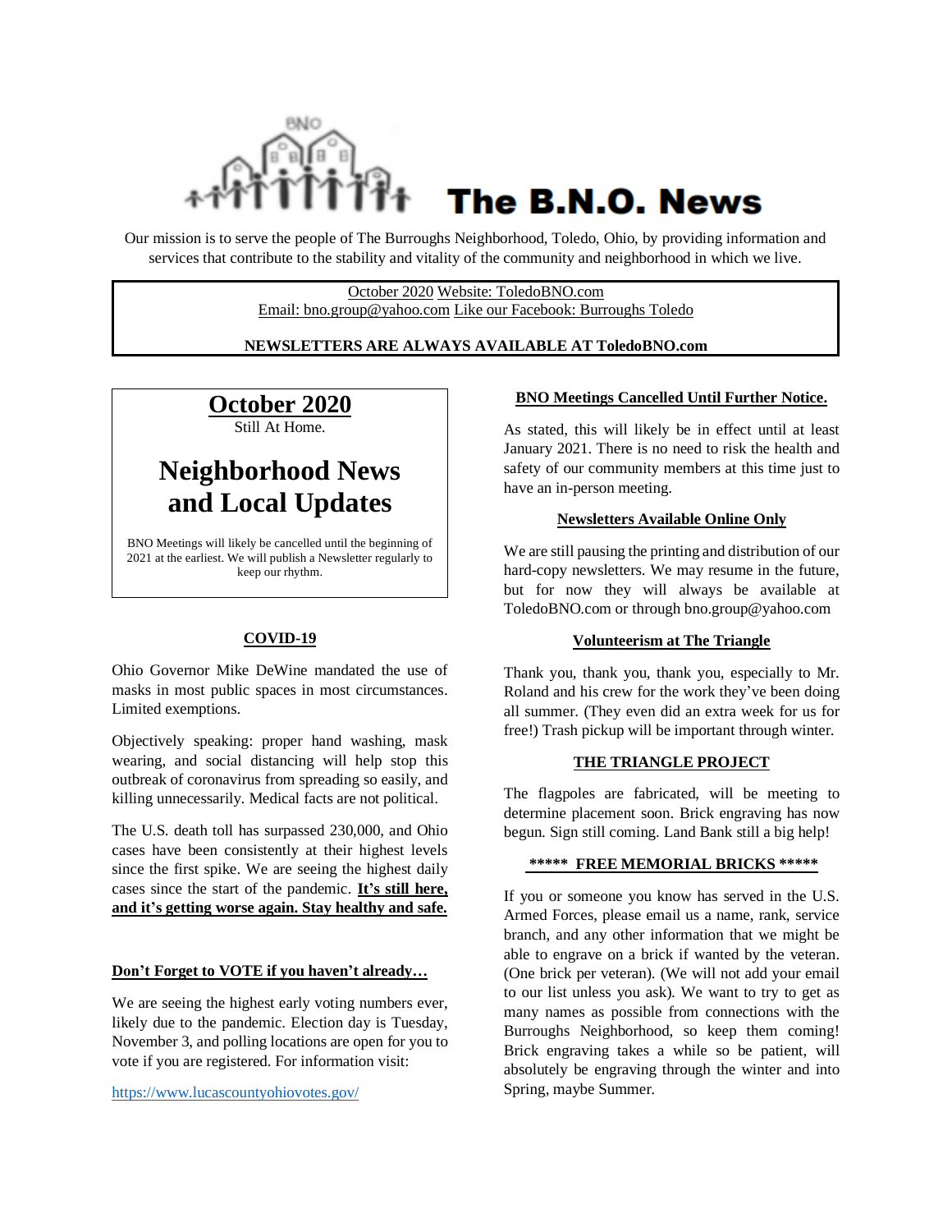# The B.N.O. News

Our mission is to serve the people of The Burroughs Neighborhood, Toledo, Ohio, by providing information and services that contribute to the stability and vitality of the community and neighborhood in which we live.

October 2020 Website: ToledoBNO.com
Email: bno.group@yahoo.com Like our Facebook: Burroughs Toledo

**NEWSLETTERS ARE ALWAYS AVAILABLE AT ToledoBNO.com**

## October 2020

Still At Home.

## Neighborhood News and Local Updates

BNO Meetings will likely be cancelled until the beginning of 2021 at the earliest. We will publish a Newsletter regularly to keep our rhythm.

### COVID-19

Ohio Governor Mike DeWine mandated the use of masks in most public spaces in most circumstances. Limited exemptions.

Objectively speaking: proper hand washing, mask wearing, and social distancing will help stop this outbreak of coronavirus from spreading so easily, and killing unnecessarily. Medical facts are not political.

The U.S. death toll has surpassed 230,000, and Ohio cases have been consistently at their highest levels since the first spike. We are seeing the highest daily cases since the start of the pandemic. **It's still here, and it's getting worse again. Stay healthy and safe.**

### Don't Forget to VOTE if you haven't already…

We are seeing the highest early voting numbers ever, likely due to the pandemic. Election day is Tuesday, November 3, and polling locations are open for you to vote if you are registered. For information visit:

https://www.lucascountyohiovotes.gov/

### BNO Meetings Cancelled Until Further Notice.

As stated, this will likely be in effect until at least January 2021. There is no need to risk the health and safety of our community members at this time just to have an in-person meeting.

### Newsletters Available Online Only

We are still pausing the printing and distribution of our hard-copy newsletters. We may resume in the future, but for now they will always be available at ToledoBNO.com or through bno.group@yahoo.com

### Volunteerism at The Triangle

Thank you, thank you, thank you, especially to Mr. Roland and his crew for the work they've been doing all summer. (They even did an extra week for us for free!) Trash pickup will be important through winter.

### THE TRIANGLE PROJECT

The flagpoles are fabricated, will be meeting to determine placement soon. Brick engraving has now begun. Sign still coming. Land Bank still a big help!

### ***** FREE MEMORIAL BRICKS *****

If you or someone you know has served in the U.S. Armed Forces, please email us a name, rank, service branch, and any other information that we might be able to engrave on a brick if wanted by the veteran. (One brick per veteran). (We will not add your email to our list unless you ask). We want to try to get as many names as possible from connections with the Burroughs Neighborhood, so keep them coming! Brick engraving takes a while so be patient, will absolutely be engraving through the winter and into Spring, maybe Summer.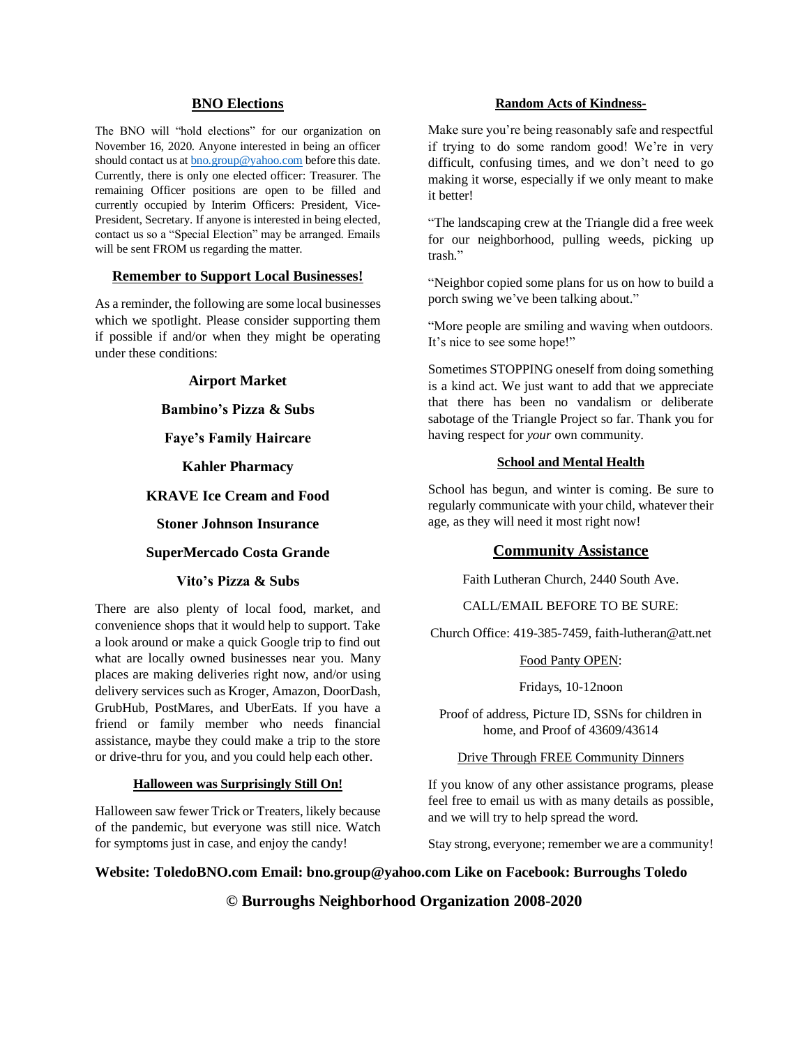## BNO Elections

The BNO will "hold elections" for our organization on November 16, 2020. Anyone interested in being an officer should contact us at bno.group@yahoo.com before this date. Currently, there is only one elected officer: Treasurer. The remaining Officer positions are open to be filled and currently occupied by Interim Officers: President, Vice-President, Secretary. If anyone is interested in being elected, contact us so a "Special Election" may be arranged. Emails will be sent FROM us regarding the matter.

## Remember to Support Local Businesses!

As a reminder, the following are some local businesses which we spotlight. Please consider supporting them if possible if and/or when they might be operating under these conditions:

**Airport Market**

**Bambino's Pizza & Subs**

**Faye's Family Haircare**

**Kahler Pharmacy**

**KRAVE Ice Cream and Food**

**Stoner Johnson Insurance**

**SuperMercado Costa Grande**

**Vito's Pizza & Subs**

There are also plenty of local food, market, and convenience shops that it would help to support. Take a look around or make a quick Google trip to find out what are locally owned businesses near you. Many places are making deliveries right now, and/or using delivery services such as Kroger, Amazon, DoorDash, GrubHub, PostMares, and UberEats. If you have a friend or family member who needs financial assistance, maybe they could make a trip to the store or drive-thru for you, and you could help each other.

## Halloween was Surprisingly Still On!

Halloween saw fewer Trick or Treaters, likely because of the pandemic, but everyone was still nice. Watch for symptoms just in case, and enjoy the candy!

## Random Acts of Kindness-

Make sure you're being reasonably safe and respectful if trying to do some random good! We're in very difficult, confusing times, and we don't need to go making it worse, especially if we only meant to make it better!

"The landscaping crew at the Triangle did a free week for our neighborhood, pulling weeds, picking up trash."

"Neighbor copied some plans for us on how to build a porch swing we've been talking about."

"More people are smiling and waving when outdoors. It's nice to see some hope!"

Sometimes STOPPING oneself from doing something is a kind act. We just want to add that we appreciate that there has been no vandalism or deliberate sabotage of the Triangle Project so far. Thank you for having respect for *your* own community.

## School and Mental Health

School has begun, and winter is coming. Be sure to regularly communicate with your child, whatever their age, as they will need it most right now!

## Community Assistance

Faith Lutheran Church, 2440 South Ave.

CALL/EMAIL BEFORE TO BE SURE:

Church Office: 419-385-7459, faith-lutheran@att.net

Food Panty OPEN:

Fridays, 10-12noon

Proof of address, Picture ID, SSNs for children in home, and Proof of 43609/43614

Drive Through FREE Community Dinners

If you know of any other assistance programs, please feel free to email us with as many details as possible, and we will try to help spread the word.

Stay strong, everyone; remember we are a community!

**Website: ToledoBNO.com Email: bno.group@yahoo.com Like on Facebook: Burroughs Toledo**

**© Burroughs Neighborhood Organization 2008-2020**